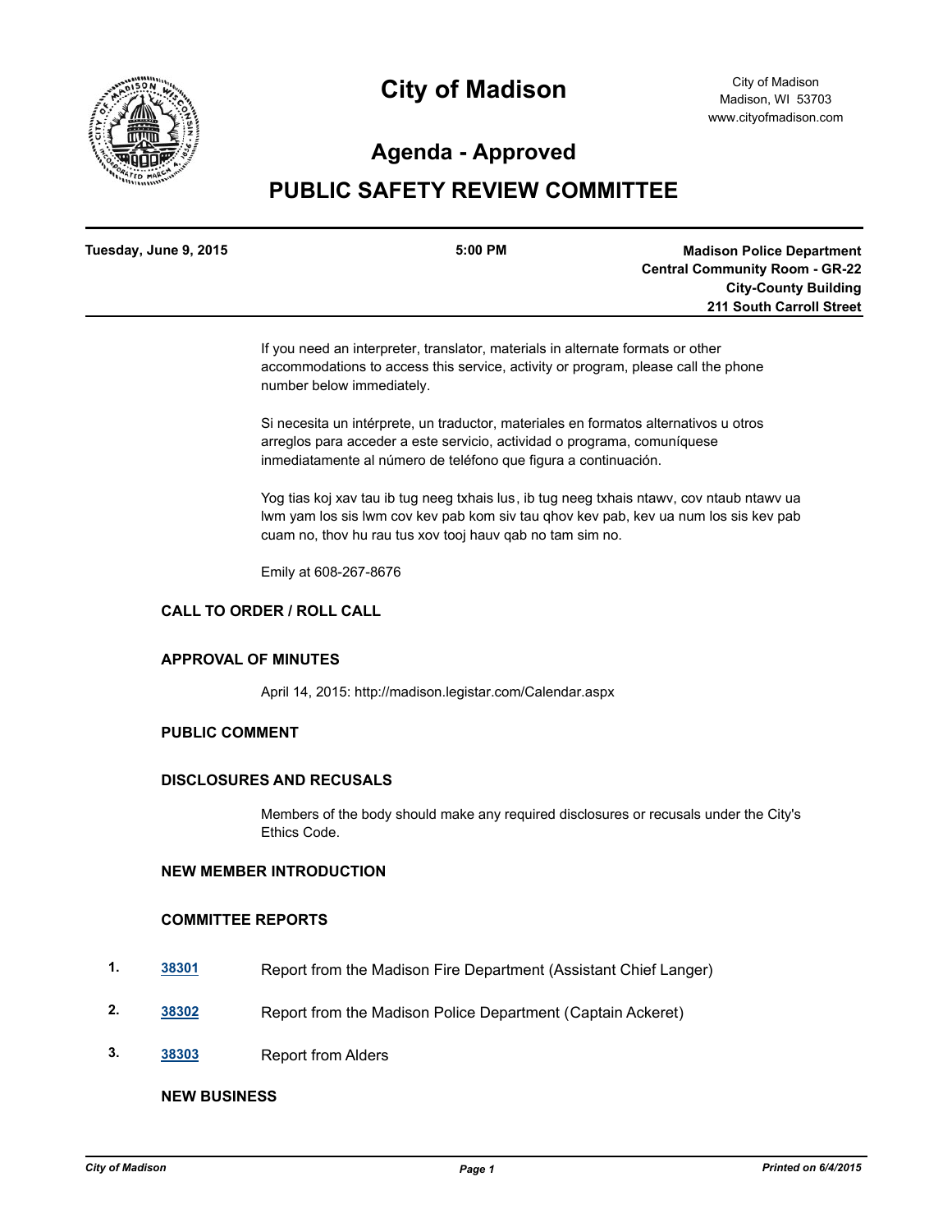# City of Madison

City of Madison
Madison, WI 53703
www.cityofmadison.com

## Agenda - Approved

## PUBLIC SAFETY REVIEW COMMITTEE

**Tuesday, June 9, 2015** | **5:00 PM** | **Madison Police Department Central Community Room - GR-22 City-County Building 211 South Carroll Street**

If you need an interpreter, translator, materials in alternate formats or other accommodations to access this service, activity or program, please call the phone number below immediately.

Si necesita un intérprete, un traductor, materiales en formatos alternativos u otros arreglos para acceder a este servicio, actividad o programa, comuníquese inmediatamente al número de teléfono que figura a continuación.

Yog tias koj xav tau ib tug neeg txhais lus, ib tug neeg txhais ntawv, cov ntaub ntawv ua lwm yam los sis lwm cov kev pab kom siv tau qhov kev pab, kev ua num los sis kev pab cuam no, thov hu rau tus xov tooj hauv qab no tam sim no.

Emily at 608-267-8676

### CALL TO ORDER / ROLL CALL

### APPROVAL OF MINUTES

April 14, 2015: http://madison.legistar.com/Calendar.aspx

### PUBLIC COMMENT

### DISCLOSURES AND RECUSALS

Members of the body should make any required disclosures or recusals under the City's Ethics Code.

### NEW MEMBER INTRODUCTION

### COMMITTEE REPORTS

1. **38301** Report from the Madison Fire Department (Assistant Chief Langer)
2. **38302** Report from the Madison Police Department (Captain Ackeret)
3. **38303** Report from Alders

### NEW BUSINESS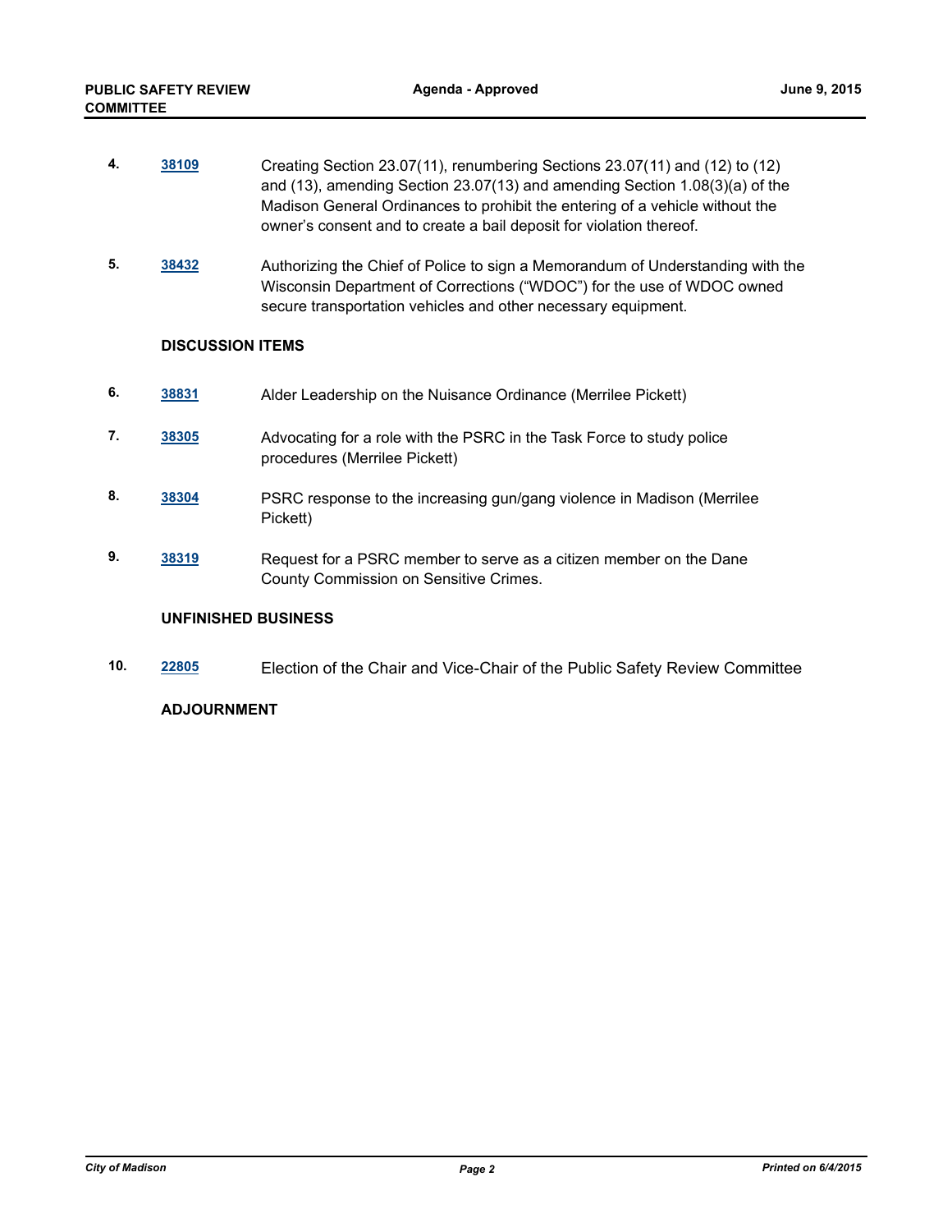4. **38109** Creating Section 23.07(11), renumbering Sections 23.07(11) and (12) to (12) and (13), amending Section 23.07(13) and amending Section 1.08(3)(a) of the Madison General Ordinances to prohibit the entering of a vehicle without the owner's consent and to create a bail deposit for violation thereof.

5. **38432** Authorizing the Chief of Police to sign a Memorandum of Understanding with the Wisconsin Department of Corrections ("WDOC") for the use of WDOC owned secure transportation vehicles and other necessary equipment.

**DISCUSSION ITEMS**

6. **38831** Alder Leadership on the Nuisance Ordinance (Merrilee Pickett)

7. **38305** Advocating for a role with the PSRC in the Task Force to study police procedures (Merrilee Pickett)

8. **38304** PSRC response to the increasing gun/gang violence in Madison (Merrilee Pickett)

9. **38319** Request for a PSRC member to serve as a citizen member on the Dane County Commission on Sensitive Crimes.

**UNFINISHED BUSINESS**

10. **22805** Election of the Chair and Vice-Chair of the Public Safety Review Committee

**ADJOURNMENT**